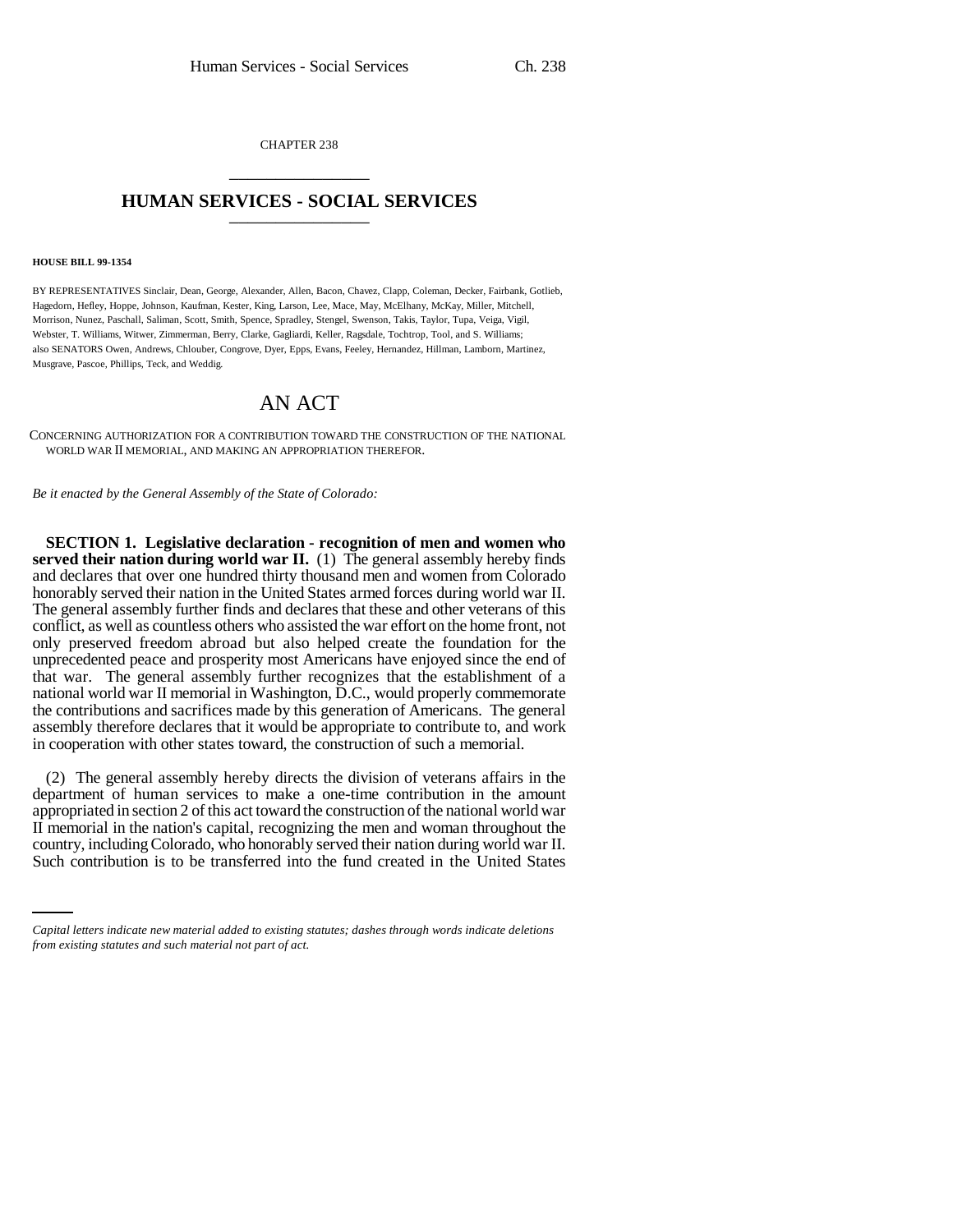CHAPTER 238

# HUMAN SERVICES - SOCIAL SERVICES

**HOUSE BILL 99-1354**

BY REPRESENTATIVES Sinclair, Dean, George, Alexander, Allen, Bacon, Chavez, Clapp, Coleman, Decker, Fairbank, Gotlieb, Hagedorn, Hefley, Hoppe, Johnson, Kaufman, Kester, King, Larson, Lee, Mace, May, McElhany, McKay, Miller, Mitchell, Morrison, Nunez, Paschall, Saliman, Scott, Smith, Spence, Spradley, Stengel, Swenson, Takis, Taylor, Tupa, Veiga, Vigil, Webster, T. Williams, Witwer, Zimmerman, Berry, Clarke, Gagliardi, Keller, Ragsdale, Tochtrop, Tool, and S. Williams; also SENATORS Owen, Andrews, Chlouber, Congrove, Dyer, Epps, Evans, Feeley, Hernandez, Hillman, Lamborn, Martinez, Musgrave, Pascoe, Phillips, Teck, and Weddig.

## AN ACT

CONCERNING AUTHORIZATION FOR A CONTRIBUTION TOWARD THE CONSTRUCTION OF THE NATIONAL WORLD WAR II MEMORIAL, AND MAKING AN APPROPRIATION THEREFOR.

*Be it enacted by the General Assembly of the State of Colorado:*

**SECTION 1. Legislative declaration - recognition of men and women who served their nation during world war II.** (1) The general assembly hereby finds and declares that over one hundred thirty thousand men and women from Colorado honorably served their nation in the United States armed forces during world war II. The general assembly further finds and declares that these and other veterans of this conflict, as well as countless others who assisted the war effort on the home front, not only preserved freedom abroad but also helped create the foundation for the unprecedented peace and prosperity most Americans have enjoyed since the end of that war. The general assembly further recognizes that the establishment of a national world war II memorial in Washington, D.C., would properly commemorate the contributions and sacrifices made by this generation of Americans. The general assembly therefore declares that it would be appropriate to contribute to, and work in cooperation with other states toward, the construction of such a memorial.

(2) The general assembly hereby directs the division of veterans affairs in the department of human services to make a one-time contribution in the amount appropriated in section 2 of this act toward the construction of the national world war II memorial in the nation's capital, recognizing the men and woman throughout the country, including Colorado, who honorably served their nation during world war II. Such contribution is to be transferred into the fund created in the United States

*Capital letters indicate new material added to existing statutes; dashes through words indicate deletions from existing statutes and such material not part of act.*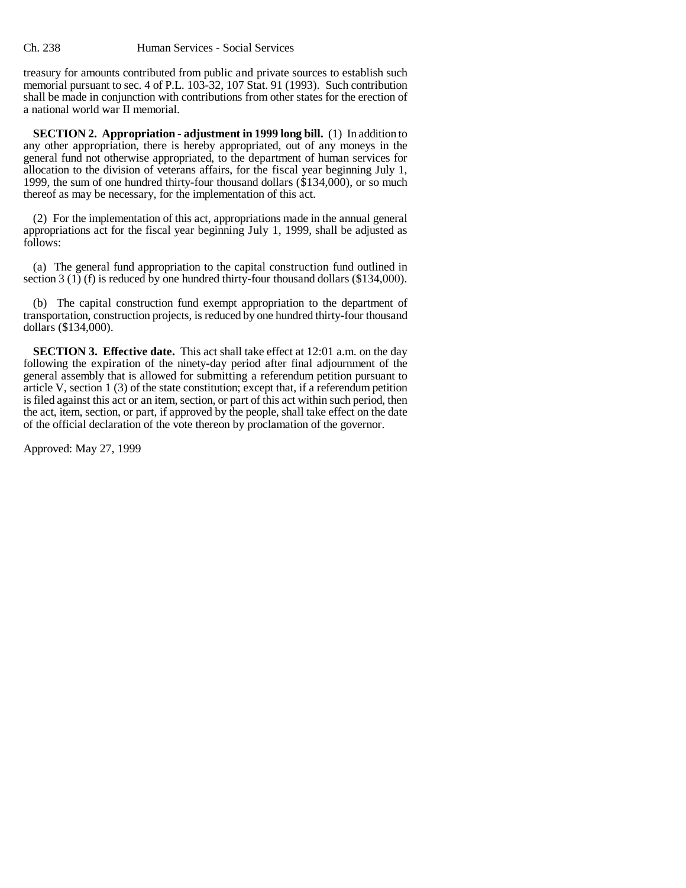treasury for amounts contributed from public and private sources to establish such memorial pursuant to sec. 4 of P.L. 103-32, 107 Stat. 91 (1993). Such contribution shall be made in conjunction with contributions from other states for the erection of a national world war II memorial.

**SECTION 2. Appropriation - adjustment in 1999 long bill.** (1) In addition to any other appropriation, there is hereby appropriated, out of any moneys in the general fund not otherwise appropriated, to the department of human services for allocation to the division of veterans affairs, for the fiscal year beginning July 1, 1999, the sum of one hundred thirty-four thousand dollars ($134,000), or so much thereof as may be necessary, for the implementation of this act.

(2) For the implementation of this act, appropriations made in the annual general appropriations act for the fiscal year beginning July 1, 1999, shall be adjusted as follows:

(a) The general fund appropriation to the capital construction fund outlined in section 3 (1) (f) is reduced by one hundred thirty-four thousand dollars ($134,000).

(b) The capital construction fund exempt appropriation to the department of transportation, construction projects, is reduced by one hundred thirty-four thousand dollars ($134,000).

**SECTION 3. Effective date.** This act shall take effect at 12:01 a.m. on the day following the expiration of the ninety-day period after final adjournment of the general assembly that is allowed for submitting a referendum petition pursuant to article V, section 1 (3) of the state constitution; except that, if a referendum petition is filed against this act or an item, section, or part of this act within such period, then the act, item, section, or part, if approved by the people, shall take effect on the date of the official declaration of the vote thereon by proclamation of the governor.

Approved: May 27, 1999